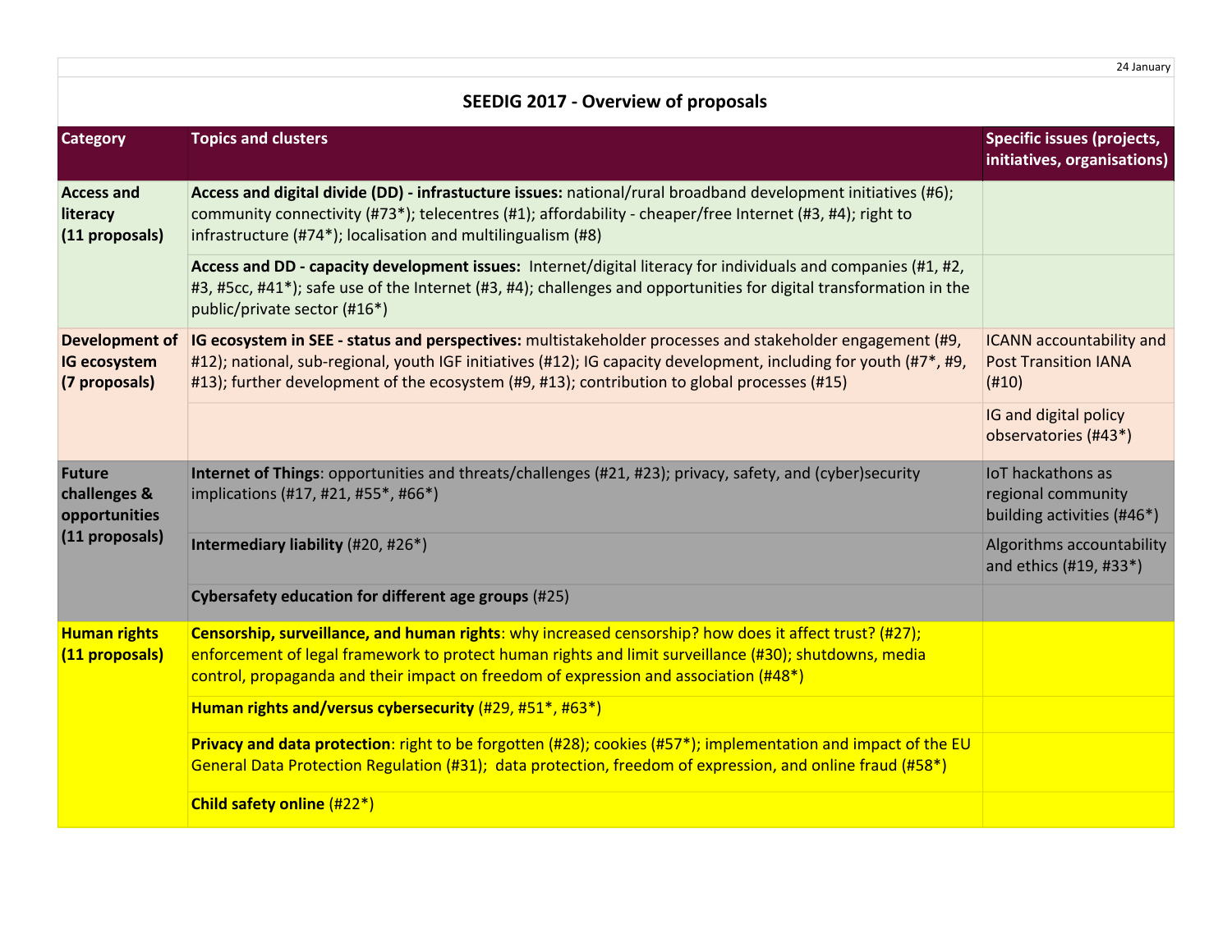24 January

# SEEDIG 2017 - Overview of proposals

| Category | Topics and clusters | Specific issues (projects, initiatives, organisations) |
|---|---|---|
| **Access and literacy (11 proposals)** | **Access and digital divide (DD) - infrastucture issues:** national/rural broadband development initiatives (#6); community connectivity (#73*); telecentres (#1); affordability - cheaper/free Internet (#3, #4); right to infrastructure (#74*); localisation and multilingualism (#8) | |
| | **Access and DD - capacity development issues:** Internet/digital literacy for individuals and companies (#1, #2, #3, #5cc, #41*); safe use of the Internet (#3, #4); challenges and opportunities for digital transformation in the public/private sector (#16*) | |
| **Development of IG ecosystem (7 proposals)** | **IG ecosystem in SEE - status and perspectives:** multistakeholder processes and stakeholder engagement (#9, #12); national, sub-regional, youth IGF initiatives (#12); IG capacity development, including for youth (#7*, #9, #13); further development of the ecosystem (#9, #13); contribution to global processes (#15) | ICANN accountability and Post Transition IANA (#10) |
| | | IG and digital policy observatories (#43*) |
| **Future challenges & opportunities (11 proposals)** | **Internet of Things**: opportunities and threats/challenges (#21, #23); privacy, safety, and (cyber)security implications (#17, #21, #55*, #66*) | IoT hackathons as regional community building activities (#46*) |
| | **Intermediary liability** (#20, #26*) | Algorithms accountability and ethics (#19, #33*) |
| | **Cybersafety education for different age groups** (#25) | |
| **Human rights (11 proposals)** | **Censorship, surveillance, and human rights**: why increased censorship? how does it affect trust? (#27); enforcement of legal framework to protect human rights and limit surveillance (#30); shutdowns, media control, propaganda and their impact on freedom of expression and association (#48*) | |
| | **Human rights and/versus cybersecurity** (#29, #51*, #63*) | |
| | **Privacy and data protection**: right to be forgotten (#28); cookies (#57*); implementation and impact of the EU General Data Protection Regulation (#31); data protection, freedom of expression, and online fraud (#58*) | |
| | **Child safety online** (#22*) | |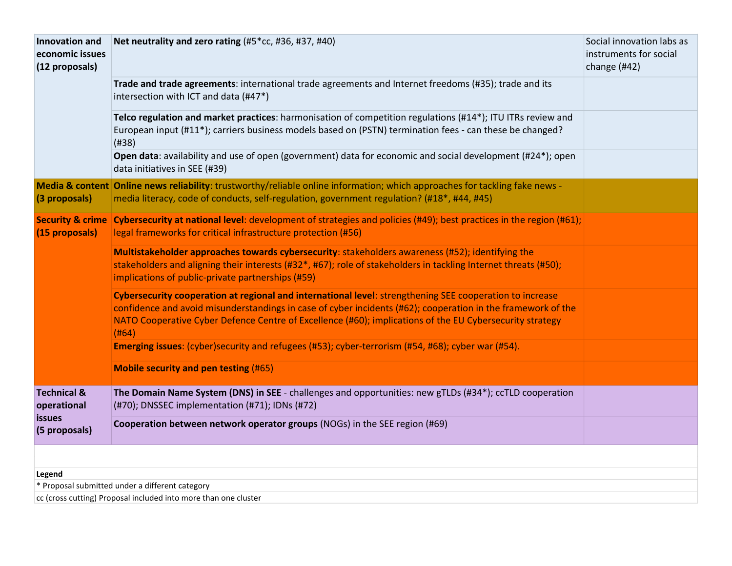| | | |
|---|---|---|
| **Innovation and economic issues (12 proposals)** | **Net neutrality and zero rating** (#5*cc, #36, #37, #40) | Social innovation labs as instruments for social change (#42) |
| | **Trade and trade agreements**: international trade agreements and Internet freedoms (#35); trade and its intersection with ICT and data (#47*) | |
| | **Telco regulation and market practices**: harmonisation of competition regulations (#14*); ITU ITRs review and European input (#11*); carriers business models based on (PSTN) termination fees - can these be changed? (#38) | |
| | **Open data**: availability and use of open (government) data for economic and social development (#24*); open data initiatives in SEE (#39) | |
| **Media & content (3 proposals)** | **Online news reliability**: trustworthy/reliable online information; which approaches for tackling fake news - media literacy, code of conducts, self-regulation, government regulation? (#18*, #44, #45) | |
| **Security & crime (15 proposals)** | **Cybersecurity at national level**: development of strategies and policies (#49); best practices in the region (#61); legal frameworks for critical infrastructure protection (#56) | |
| | **Multistakeholder approaches towards cybersecurity**: stakeholders awareness (#52); identifying the stakeholders and aligning their interests (#32*, #67); role of stakeholders in tackling Internet threats (#50); implications of public-private partnerships (#59) | |
| | **Cybersecurity cooperation at regional and international level**: strengthening SEE cooperation to increase confidence and avoid misunderstandings in case of cyber incidents (#62); cooperation in the framework of the NATO Cooperative Cyber Defence Centre of Excellence (#60); implications of the EU Cybersecurity strategy (#64) | |
| | **Emerging issues**: (cyber)security and refugees (#53); cyber-terrorism (#54, #68); cyber war (#54). | |
| | **Mobile security and pen testing** (#65) | |
| **Technical & operational issues (5 proposals)** | **The Domain Name System (DNS) in SEE** - challenges and opportunities: new gTLDs (#34*); ccTLD cooperation (#70); DNSSEC implementation (#71); IDNs (#72) | |
| | **Cooperation between network operator groups** (NOGs) in the SEE region (#69) | |

**Legend**

* Proposal submitted under a different category

cc (cross cutting) Proposal included into more than one cluster